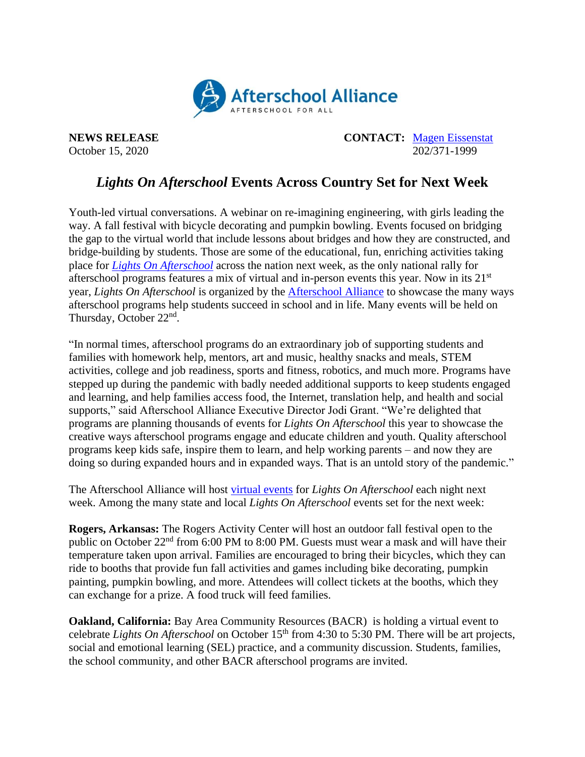Afterschool Alliance
AFTERSCHOOL FOR ALL

**NEWS RELEASE**
October 15, 2020

**CONTACT:** Magen Eissenstat
202/371-1999

# *Lights On Afterschool* Events Across Country Set for Next Week

Youth-led virtual conversations. A webinar on re-imagining engineering, with girls leading the way. A fall festival with bicycle decorating and pumpkin bowling. Events focused on bridging the gap to the virtual world that include lessons about bridges and how they are constructed, and bridge-building by students. Those are some of the educational, fun, enriching activities taking place for *Lights On Afterschool* across the nation next week, as the only national rally for afterschool programs features a mix of virtual and in-person events this year. Now in its 21st year, *Lights On Afterschool* is organized by the Afterschool Alliance to showcase the many ways afterschool programs help students succeed in school and in life. Many events will be held on Thursday, October 22nd.

"In normal times, afterschool programs do an extraordinary job of supporting students and families with homework help, mentors, art and music, healthy snacks and meals, STEM activities, college and job readiness, sports and fitness, robotics, and much more. Programs have stepped up during the pandemic with badly needed additional supports to keep students engaged and learning, and help families access food, the Internet, translation help, and health and social supports," said Afterschool Alliance Executive Director Jodi Grant. "We're delighted that programs are planning thousands of events for *Lights On Afterschool* this year to showcase the creative ways afterschool programs engage and educate children and youth. Quality afterschool programs keep kids safe, inspire them to learn, and help working parents – and now they are doing so during expanded hours and in expanded ways. That is an untold story of the pandemic."

The Afterschool Alliance will host virtual events for *Lights On Afterschool* each night next week. Among the many state and local *Lights On Afterschool* events set for the next week:

**Rogers, Arkansas:** The Rogers Activity Center will host an outdoor fall festival open to the public on October 22nd from 6:00 PM to 8:00 PM. Guests must wear a mask and will have their temperature taken upon arrival. Families are encouraged to bring their bicycles, which they can ride to booths that provide fun fall activities and games including bike decorating, pumpkin painting, pumpkin bowling, and more. Attendees will collect tickets at the booths, which they can exchange for a prize. A food truck will feed families.

**Oakland, California:** Bay Area Community Resources (BACR) is holding a virtual event to celebrate *Lights On Afterschool* on October 15th from 4:30 to 5:30 PM. There will be art projects, social and emotional learning (SEL) practice, and a community discussion. Students, families, the school community, and other BACR afterschool programs are invited.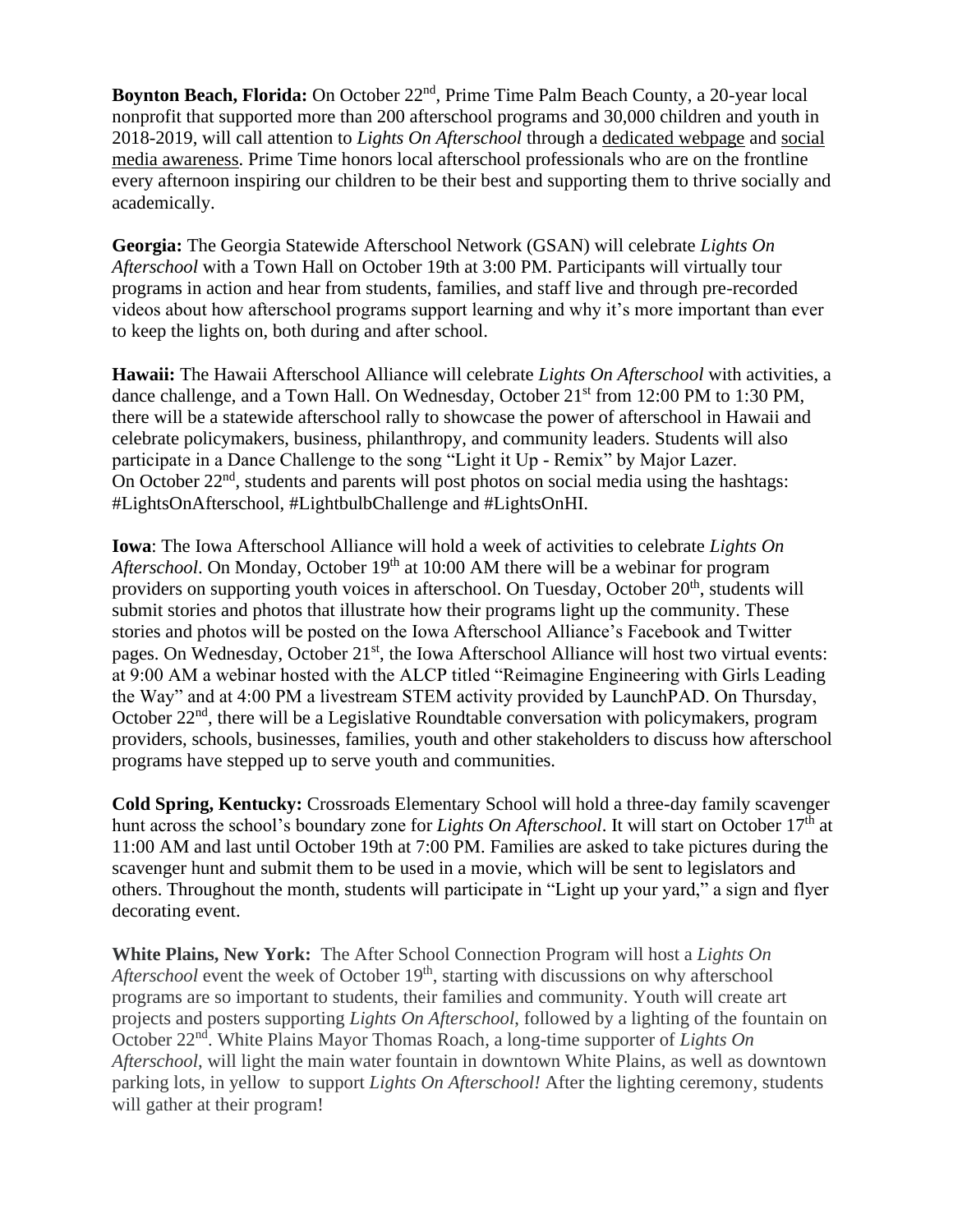**Boynton Beach, Florida:** On October 22nd, Prime Time Palm Beach County, a 20-year local nonprofit that supported more than 200 afterschool programs and 30,000 children and youth in 2018-2019, will call attention to *Lights On Afterschool* through a dedicated webpage and social media awareness. Prime Time honors local afterschool professionals who are on the frontline every afternoon inspiring our children to be their best and supporting them to thrive socially and academically.

**Georgia:** The Georgia Statewide Afterschool Network (GSAN) will celebrate *Lights On Afterschool* with a Town Hall on October 19th at 3:00 PM. Participants will virtually tour programs in action and hear from students, families, and staff live and through pre-recorded videos about how afterschool programs support learning and why it's more important than ever to keep the lights on, both during and after school.

**Hawaii:** The Hawaii Afterschool Alliance will celebrate *Lights On Afterschool* with activities, a dance challenge, and a Town Hall. On Wednesday, October 21st from 12:00 PM to 1:30 PM, there will be a statewide afterschool rally to showcase the power of afterschool in Hawaii and celebrate policymakers, business, philanthropy, and community leaders. Students will also participate in a Dance Challenge to the song "Light it Up - Remix" by Major Lazer. On October 22nd, students and parents will post photos on social media using the hashtags: #LightsOnAfterschool, #LightbulbChallenge and #LightsOnHI.

**Iowa**: The Iowa Afterschool Alliance will hold a week of activities to celebrate *Lights On Afterschool*. On Monday, October 19th at 10:00 AM there will be a webinar for program providers on supporting youth voices in afterschool. On Tuesday, October 20th, students will submit stories and photos that illustrate how their programs light up the community. These stories and photos will be posted on the Iowa Afterschool Alliance's Facebook and Twitter pages. On Wednesday, October 21st, the Iowa Afterschool Alliance will host two virtual events: at 9:00 AM a webinar hosted with the ALCP titled "Reimagine Engineering with Girls Leading the Way" and at 4:00 PM a livestream STEM activity provided by LaunchPAD. On Thursday, October 22nd, there will be a Legislative Roundtable conversation with policymakers, program providers, schools, businesses, families, youth and other stakeholders to discuss how afterschool programs have stepped up to serve youth and communities.

**Cold Spring, Kentucky:** Crossroads Elementary School will hold a three-day family scavenger hunt across the school's boundary zone for *Lights On Afterschool*. It will start on October 17th at 11:00 AM and last until October 19th at 7:00 PM. Families are asked to take pictures during the scavenger hunt and submit them to be used in a movie, which will be sent to legislators and others. Throughout the month, students will participate in "Light up your yard," a sign and flyer decorating event.

**White Plains, New York:** The After School Connection Program will host a *Lights On Afterschool* event the week of October 19th, starting with discussions on why afterschool programs are so important to students, their families and community. Youth will create art projects and posters supporting *Lights On Afterschool*, followed by a lighting of the fountain on October 22nd. White Plains Mayor Thomas Roach, a long-time supporter of *Lights On Afterschool*, will light the main water fountain in downtown White Plains, as well as downtown parking lots, in yellow to support *Lights On Afterschool!* After the lighting ceremony, students will gather at their program!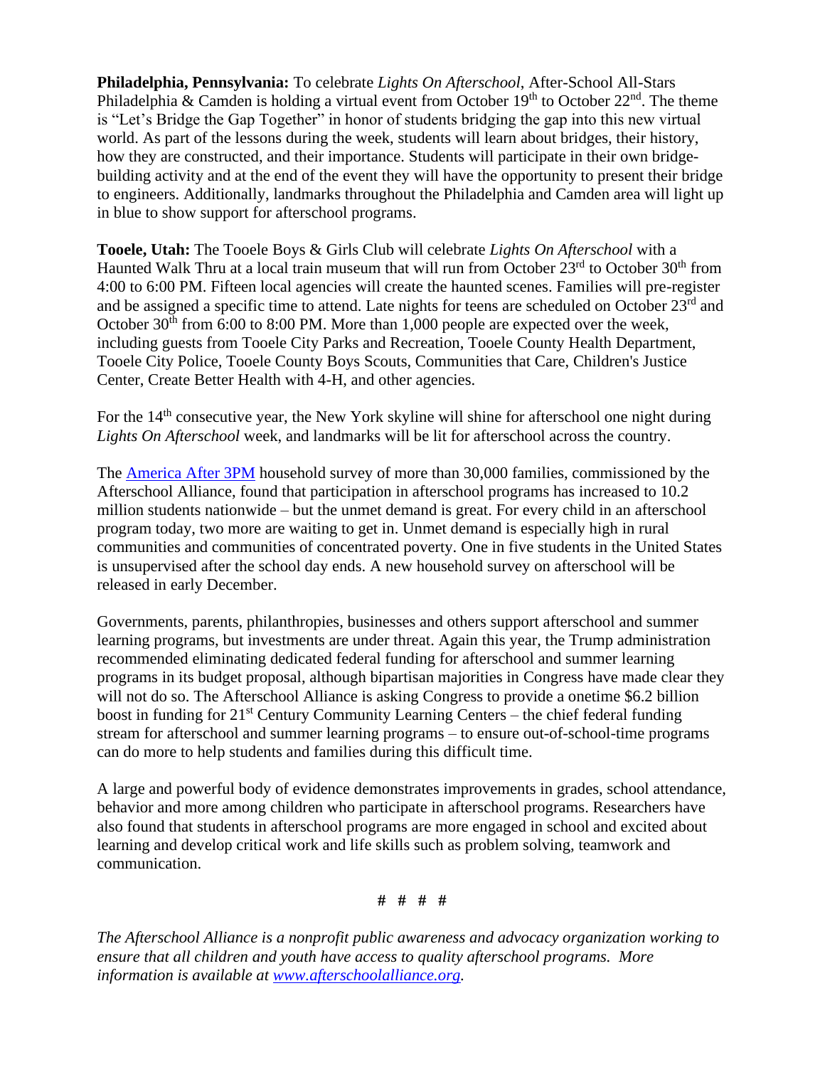**Philadelphia, Pennsylvania:** To celebrate *Lights On Afterschool*, After-School All-Stars Philadelphia & Camden is holding a virtual event from October 19th to October 22nd. The theme is "Let's Bridge the Gap Together" in honor of students bridging the gap into this new virtual world. As part of the lessons during the week, students will learn about bridges, their history, how they are constructed, and their importance. Students will participate in their own bridge-building activity and at the end of the event they will have the opportunity to present their bridge to engineers. Additionally, landmarks throughout the Philadelphia and Camden area will light up in blue to show support for afterschool programs.

**Tooele, Utah:** The Tooele Boys & Girls Club will celebrate *Lights On Afterschool* with a Haunted Walk Thru at a local train museum that will run from October 23rd to October 30th from 4:00 to 6:00 PM. Fifteen local agencies will create the haunted scenes. Families will pre-register and be assigned a specific time to attend. Late nights for teens are scheduled on October 23rd and October 30th from 6:00 to 8:00 PM. More than 1,000 people are expected over the week, including guests from Tooele City Parks and Recreation, Tooele County Health Department, Tooele City Police, Tooele County Boys Scouts, Communities that Care, Children's Justice Center, Create Better Health with 4-H, and other agencies.

For the 14th consecutive year, the New York skyline will shine for afterschool one night during *Lights On Afterschool* week, and landmarks will be lit for afterschool across the country.

The America After 3PM household survey of more than 30,000 families, commissioned by the Afterschool Alliance, found that participation in afterschool programs has increased to 10.2 million students nationwide – but the unmet demand is great. For every child in an afterschool program today, two more are waiting to get in. Unmet demand is especially high in rural communities and communities of concentrated poverty. One in five students in the United States is unsupervised after the school day ends. A new household survey on afterschool will be released in early December.

Governments, parents, philanthropies, businesses and others support afterschool and summer learning programs, but investments are under threat. Again this year, the Trump administration recommended eliminating dedicated federal funding for afterschool and summer learning programs in its budget proposal, although bipartisan majorities in Congress have made clear they will not do so. The Afterschool Alliance is asking Congress to provide a onetime $6.2 billion boost in funding for 21st Century Community Learning Centers – the chief federal funding stream for afterschool and summer learning programs – to ensure out-of-school-time programs can do more to help students and families during this difficult time.

A large and powerful body of evidence demonstrates improvements in grades, school attendance, behavior and more among children who participate in afterschool programs. Researchers have also found that students in afterschool programs are more engaged in school and excited about learning and develop critical work and life skills such as problem solving, teamwork and communication.

# # # #

*The Afterschool Alliance is a nonprofit public awareness and advocacy organization working to ensure that all children and youth have access to quality afterschool programs. More information is available at www.afterschoolalliance.org.*